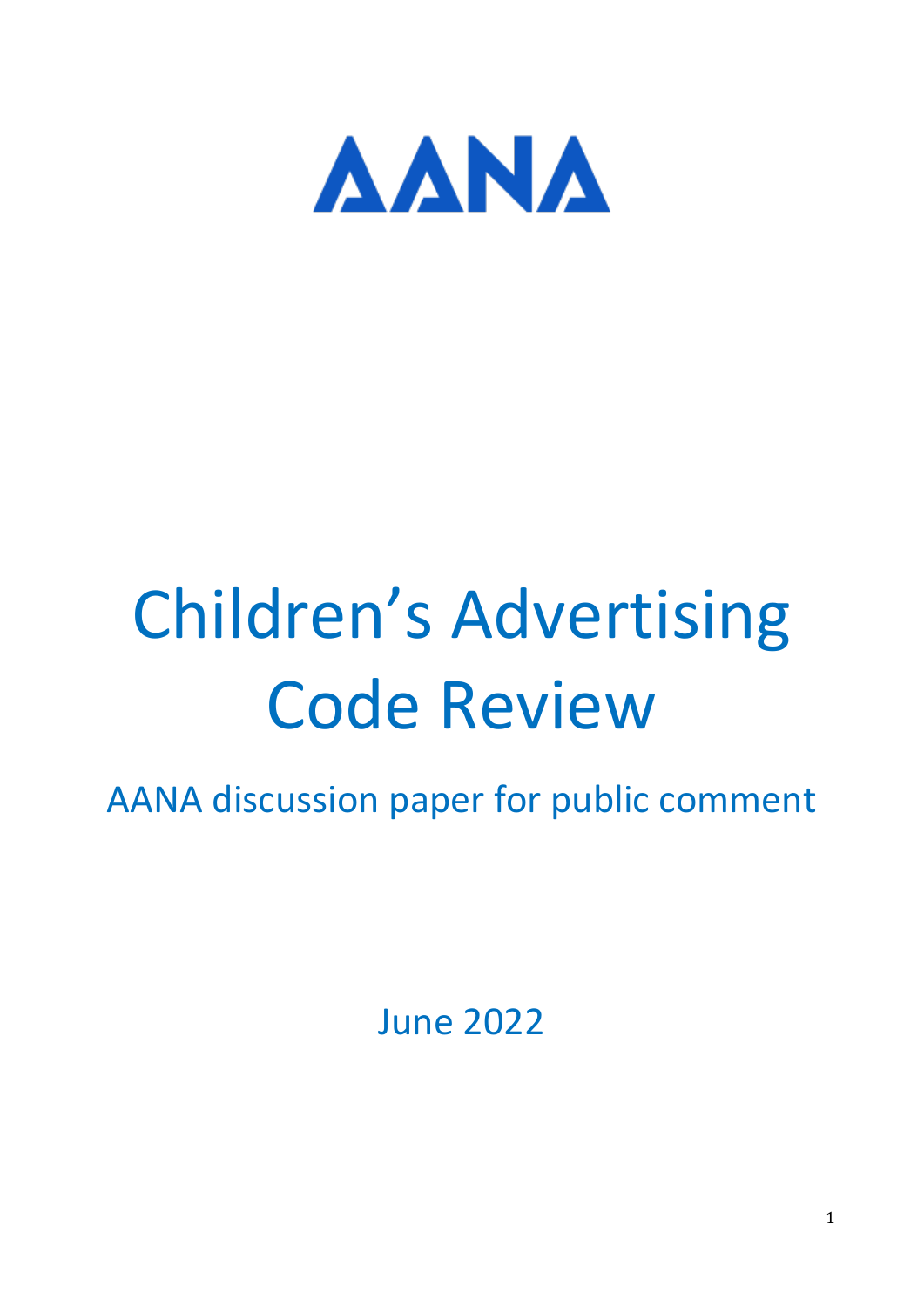# AANA

# Children's Advertising Code Review

## AANA discussion paper for public comment

June 2022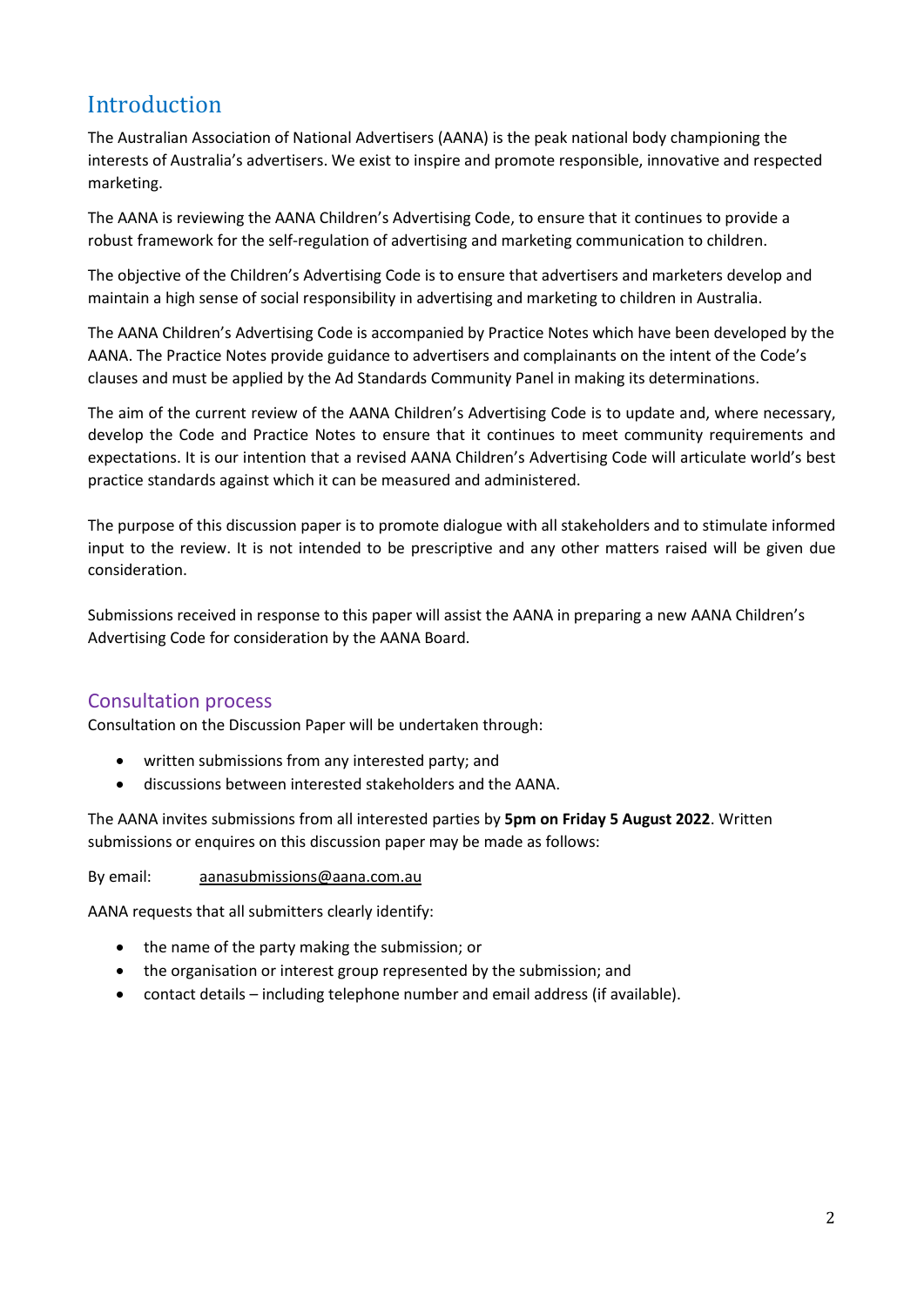## Introduction

The Australian Association of National Advertisers (AANA) is the peak national body championing the interests of Australia's advertisers. We exist to inspire and promote responsible, innovative and respected marketing.

The AANA is reviewing the AANA Children's Advertising Code, to ensure that it continues to provide a robust framework for the self-regulation of advertising and marketing communication to children.

The objective of the Children's Advertising Code is to ensure that advertisers and marketers develop and maintain a high sense of social responsibility in advertising and marketing to children in Australia.

The AANA Children's Advertising Code is accompanied by Practice Notes which have been developed by the AANA. The Practice Notes provide guidance to advertisers and complainants on the intent of the Code's clauses and must be applied by the Ad Standards Community Panel in making its determinations.

The aim of the current review of the AANA Children's Advertising Code is to update and, where necessary, develop the Code and Practice Notes to ensure that it continues to meet community requirements and expectations. It is our intention that a revised AANA Children's Advertising Code will articulate world's best practice standards against which it can be measured and administered.

The purpose of this discussion paper is to promote dialogue with all stakeholders and to stimulate informed input to the review. It is not intended to be prescriptive and any other matters raised will be given due consideration.

Submissions received in response to this paper will assist the AANA in preparing a new AANA Children's Advertising Code for consideration by the AANA Board.

### Consultation process

Consultation on the Discussion Paper will be undertaken through:

- written submissions from any interested party; and
- discussions between interested stakeholders and the AANA.

The AANA invites submissions from all interested parties by **5pm on Friday 5 August 2022**. Written submissions or enquires on this discussion paper may be made as follows:

By email: aanasubmissions@aana.com.au

AANA requests that all submitters clearly identify:

- the name of the party making the submission; or
- the organisation or interest group represented by the submission; and
- contact details – including telephone number and email address (if available).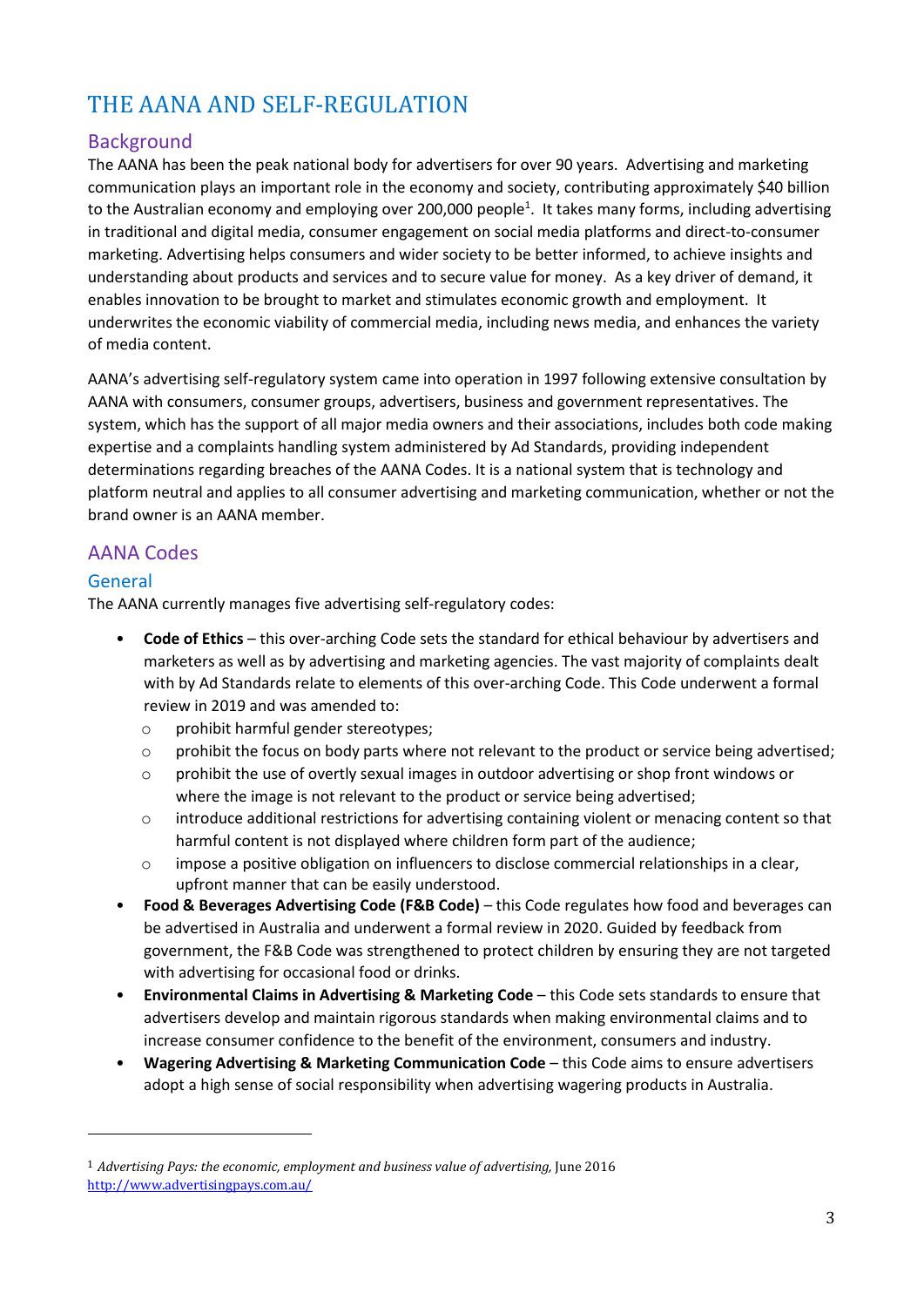# THE AANA AND SELF-REGULATION

## Background

The AANA has been the peak national body for advertisers for over 90 years. Advertising and marketing communication plays an important role in the economy and society, contributing approximately $40 billion to the Australian economy and employing over 200,000 people[1]. It takes many forms, including advertising in traditional and digital media, consumer engagement on social media platforms and direct-to-consumer marketing. Advertising helps consumers and wider society to be better informed, to achieve insights and understanding about products and services and to secure value for money. As a key driver of demand, it enables innovation to be brought to market and stimulates economic growth and employment. It underwrites the economic viability of commercial media, including news media, and enhances the variety of media content.

AANA's advertising self-regulatory system came into operation in 1997 following extensive consultation by AANA with consumers, consumer groups, advertisers, business and government representatives. The system, which has the support of all major media owners and their associations, includes both code making expertise and a complaints handling system administered by Ad Standards, providing independent determinations regarding breaches of the AANA Codes. It is a national system that is technology and platform neutral and applies to all consumer advertising and marketing communication, whether or not the brand owner is an AANA member.

## AANA Codes

### General

The AANA currently manages five advertising self-regulatory codes:

- **Code of Ethics** – this over-arching Code sets the standard for ethical behaviour by advertisers and marketers as well as by advertising and marketing agencies. The vast majority of complaints dealt with by Ad Standards relate to elements of this over-arching Code. This Code underwent a formal review in 2019 and was amended to:
  - prohibit harmful gender stereotypes;
  - prohibit the focus on body parts where not relevant to the product or service being advertised;
  - prohibit the use of overtly sexual images in outdoor advertising or shop front windows or where the image is not relevant to the product or service being advertised;
  - introduce additional restrictions for advertising containing violent or menacing content so that harmful content is not displayed where children form part of the audience;
  - impose a positive obligation on influencers to disclose commercial relationships in a clear, upfront manner that can be easily understood.
- **Food & Beverages Advertising Code (F&B Code)** – this Code regulates how food and beverages can be advertised in Australia and underwent a formal review in 2020. Guided by feedback from government, the F&B Code was strengthened to protect children by ensuring they are not targeted with advertising for occasional food or drinks.
- **Environmental Claims in Advertising & Marketing Code** – this Code sets standards to ensure that advertisers develop and maintain rigorous standards when making environmental claims and to increase consumer confidence to the benefit of the environment, consumers and industry.
- **Wagering Advertising & Marketing Communication Code** – this Code aims to ensure advertisers adopt a high sense of social responsibility when advertising wagering products in Australia.

---

[1] *Advertising Pays: the economic, employment and business value of advertising,* June 2016 http://www.advertisingpays.com.au/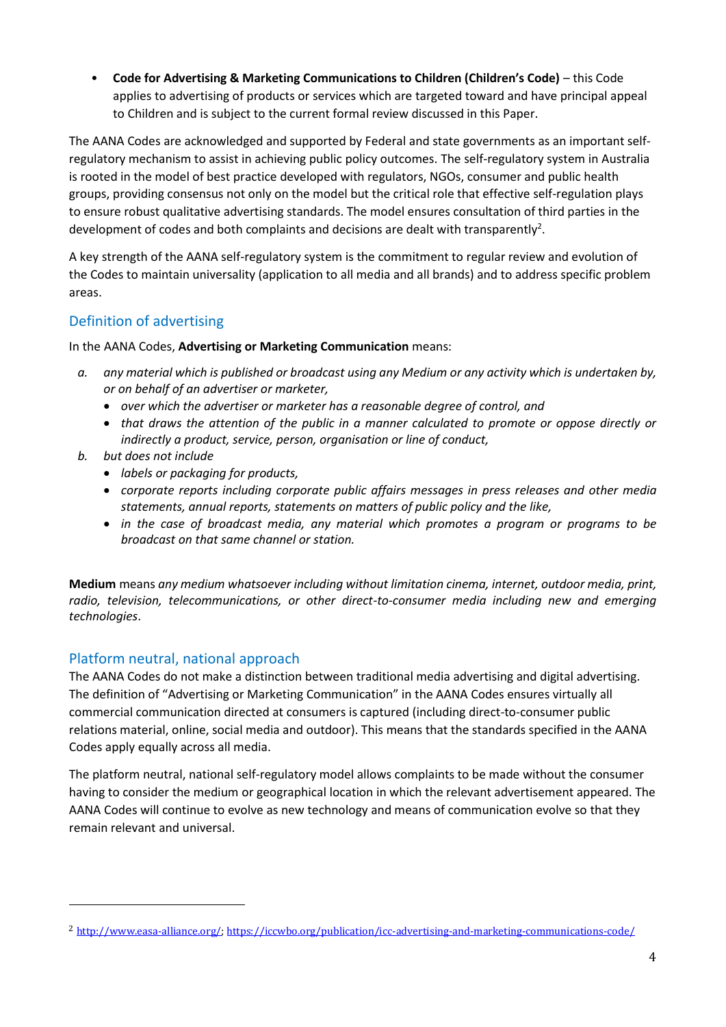- **Code for Advertising & Marketing Communications to Children (Children's Code)** – this Code applies to advertising of products or services which are targeted toward and have principal appeal to Children and is subject to the current formal review discussed in this Paper.

The AANA Codes are acknowledged and supported by Federal and state governments as an important self-regulatory mechanism to assist in achieving public policy outcomes. The self-regulatory system in Australia is rooted in the model of best practice developed with regulators, NGOs, consumer and public health groups, providing consensus not only on the model but the critical role that effective self-regulation plays to ensure robust qualitative advertising standards. The model ensures consultation of third parties in the development of codes and both complaints and decisions are dealt with transparently[2].

A key strength of the AANA self-regulatory system is the commitment to regular review and evolution of the Codes to maintain universality (application to all media and all brands) and to address specific problem areas.

## Definition of advertising

In the AANA Codes, **Advertising or Marketing Communication** means:

a. *any material which is published or broadcast using any Medium or any activity which is undertaken by, or on behalf of an advertiser or marketer,*
   - *over which the advertiser or marketer has a reasonable degree of control, and*
   - *that draws the attention of the public in a manner calculated to promote or oppose directly or indirectly a product, service, person, organisation or line of conduct,*

b. *but does not include*
   - *labels or packaging for products,*
   - *corporate reports including corporate public affairs messages in press releases and other media statements, annual reports, statements on matters of public policy and the like,*
   - *in the case of broadcast media, any material which promotes a program or programs to be broadcast on that same channel or station.*

**Medium** means *any medium whatsoever including without limitation cinema, internet, outdoor media, print, radio, television, telecommunications, or other direct-to-consumer media including new and emerging technologies*.

## Platform neutral, national approach

The AANA Codes do not make a distinction between traditional media advertising and digital advertising. The definition of "Advertising or Marketing Communication" in the AANA Codes ensures virtually all commercial communication directed at consumers is captured (including direct-to-consumer public relations material, online, social media and outdoor). This means that the standards specified in the AANA Codes apply equally across all media.

The platform neutral, national self-regulatory model allows complaints to be made without the consumer having to consider the medium or geographical location in which the relevant advertisement appeared. The AANA Codes will continue to evolve as new technology and means of communication evolve so that they remain relevant and universal.

---

[2] http://www.easa-alliance.org/; https://iccwbo.org/publication/icc-advertising-and-marketing-communications-code/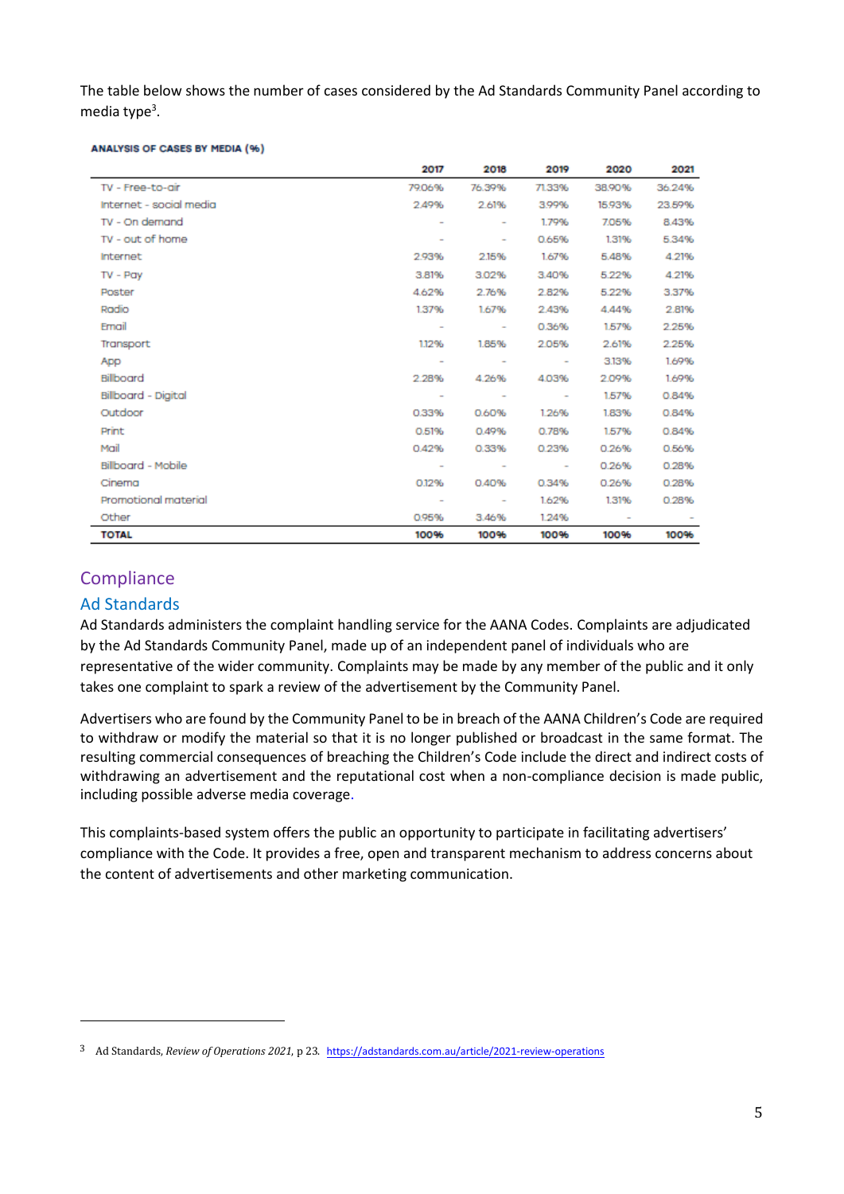The table below shows the number of cases considered by the Ad Standards Community Panel according to media type[3].

**ANALYSIS OF CASES BY MEDIA (%)**

| | 2017 | 2018 | 2019 | 2020 | 2021 |
|---|---|---|---|---|---|
| TV - Free-to-air | 79.06% | 76.39% | 71.33% | 38.90% | 36.24% |
| Internet - social media | 2.49% | 2.61% | 3.99% | 15.93% | 23.59% |
| TV - On demand | - | - | 1.79% | 7.05% | 8.43% |
| TV - out of home | - | - | 0.65% | 1.31% | 5.34% |
| Internet | 2.93% | 2.15% | 1.67% | 5.48% | 4.21% |
| TV - Pay | 3.81% | 3.02% | 3.40% | 5.22% | 4.21% |
| Poster | 4.62% | 2.76% | 2.82% | 5.22% | 3.37% |
| Radio | 1.37% | 1.67% | 2.43% | 4.44% | 2.81% |
| Email | - | - | 0.36% | 1.57% | 2.25% |
| Transport | 1.12% | 1.85% | 2.05% | 2.61% | 2.25% |
| App | - | - | - | 3.13% | 1.69% |
| Billboard | 2.28% | 4.26% | 4.03% | 2.09% | 1.69% |
| Billboard - Digital | - | - | - | 1.57% | 0.84% |
| Outdoor | 0.33% | 0.60% | 1.26% | 1.83% | 0.84% |
| Print | 0.51% | 0.49% | 0.78% | 1.57% | 0.84% |
| Mail | 0.42% | 0.33% | 0.23% | 0.26% | 0.56% |
| Billboard - Mobile | - | - | - | 0.26% | 0.28% |
| Cinema | 0.12% | 0.40% | 0.34% | 0.26% | 0.28% |
| Promotional material | - | - | 1.62% | 1.31% | 0.28% |
| Other | 0.95% | 3.46% | 1.24% | - | - |
| **TOTAL** | **100%** | **100%** | **100%** | **100%** | **100%** |

## Compliance

### Ad Standards

Ad Standards administers the complaint handling service for the AANA Codes. Complaints are adjudicated by the Ad Standards Community Panel, made up of an independent panel of individuals who are representative of the wider community. Complaints may be made by any member of the public and it only takes one complaint to spark a review of the advertisement by the Community Panel.

Advertisers who are found by the Community Panel to be in breach of the AANA Children's Code are required to withdraw or modify the material so that it is no longer published or broadcast in the same format. The resulting commercial consequences of breaching the Children's Code include the direct and indirect costs of withdrawing an advertisement and the reputational cost when a non-compliance decision is made public, including possible adverse media coverage.

This complaints-based system offers the public an opportunity to participate in facilitating advertisers' compliance with the Code. It provides a free, open and transparent mechanism to address concerns about the content of advertisements and other marketing communication.

---

[3] Ad Standards, *Review of Operations 2021*, p 23. https://adstandards.com.au/article/2021-review-operations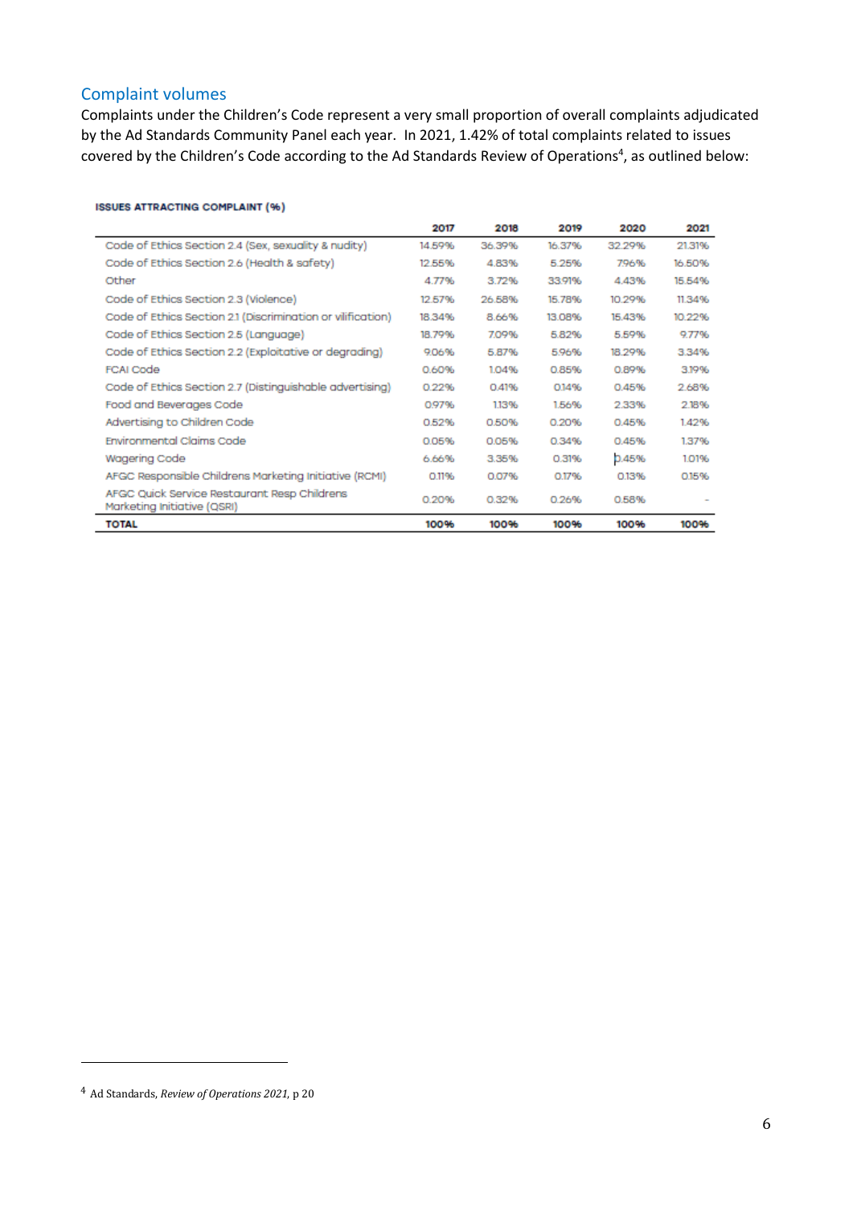## Complaint volumes

Complaints under the Children's Code represent a very small proportion of overall complaints adjudicated by the Ad Standards Community Panel each year. In 2021, 1.42% of total complaints related to issues covered by the Children's Code according to the Ad Standards Review of Operations[4], as outlined below:

**ISSUES ATTRACTING COMPLAINT (%)**

| | 2017 | 2018 | 2019 | 2020 | 2021 |
|---|---|---|---|---|---|
| Code of Ethics Section 2.4 (Sex, sexuality & nudity) | 14.59% | 36.39% | 16.37% | 32.29% | 21.31% |
| Code of Ethics Section 2.6 (Health & safety) | 12.55% | 4.83% | 5.25% | 7.96% | 16.50% |
| Other | 4.77% | 3.72% | 33.91% | 4.43% | 15.54% |
| Code of Ethics Section 2.3 (Violence) | 12.57% | 26.58% | 15.78% | 10.29% | 11.34% |
| Code of Ethics Section 2.1 (Discrimination or vilification) | 18.34% | 8.66% | 13.08% | 15.43% | 10.22% |
| Code of Ethics Section 2.5 (Language) | 18.79% | 7.09% | 5.82% | 5.59% | 9.77% |
| Code of Ethics Section 2.2 (Exploitative or degrading) | 9.06% | 5.87% | 5.96% | 18.29% | 3.34% |
| FCAI Code | 0.60% | 1.04% | 0.85% | 0.89% | 3.19% |
| Code of Ethics Section 2.7 (Distinguishable advertising) | 0.22% | 0.41% | 0.14% | 0.45% | 2.68% |
| Food and Beverages Code | 0.97% | 1.13% | 1.56% | 2.33% | 2.18% |
| Advertising to Children Code | 0.52% | 0.50% | 0.20% | 0.45% | 1.42% |
| Environmental Claims Code | 0.05% | 0.05% | 0.34% | 0.45% | 1.37% |
| Wagering Code | 6.66% | 3.35% | 0.31% | 0.45% | 1.01% |
| AFGC Responsible Childrens Marketing Initiative (RCMI) | 0.11% | 0.07% | 0.17% | 0.13% | 0.15% |
| AFGC Quick Service Restaurant Resp Childrens Marketing Initiative (QSRI) | 0.20% | 0.32% | 0.26% | 0.58% | - |
| **TOTAL** | **100%** | **100%** | **100%** | **100%** | **100%** |

---

[4] Ad Standards, *Review of Operations 2021*, p 20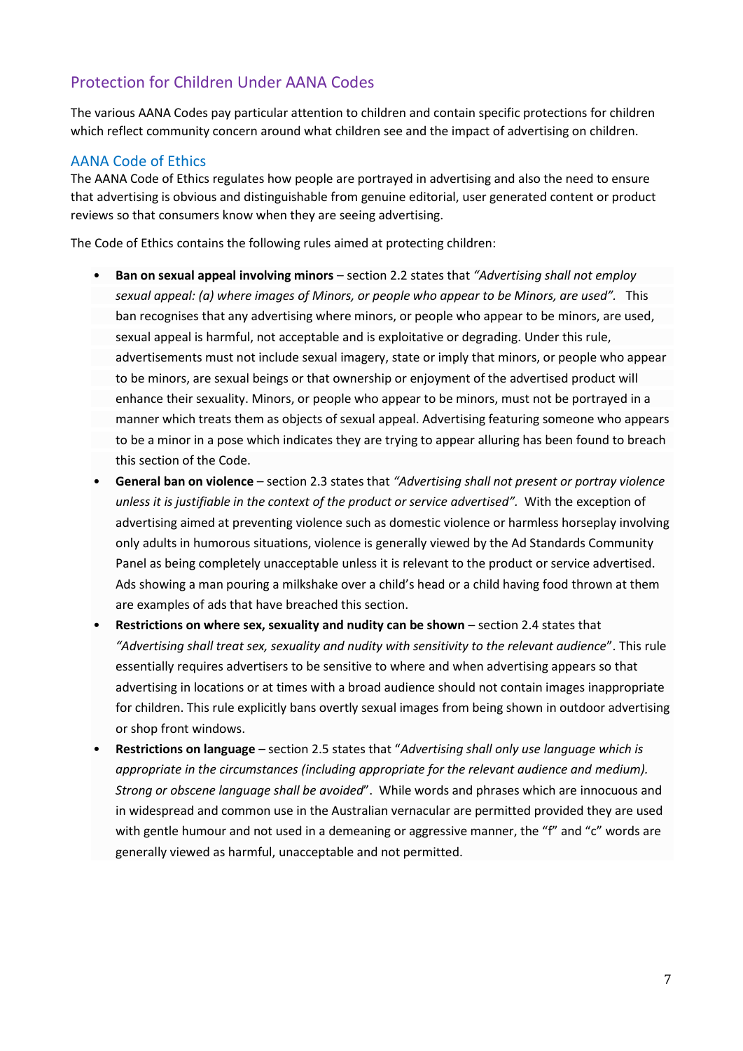## Protection for Children Under AANA Codes

The various AANA Codes pay particular attention to children and contain specific protections for children which reflect community concern around what children see and the impact of advertising on children.

### AANA Code of Ethics

The AANA Code of Ethics regulates how people are portrayed in advertising and also the need to ensure that advertising is obvious and distinguishable from genuine editorial, user generated content or product reviews so that consumers know when they are seeing advertising.

The Code of Ethics contains the following rules aimed at protecting children:

- **Ban on sexual appeal involving minors** – section 2.2 states that *"Advertising shall not employ sexual appeal: (a) where images of Minors, or people who appear to be Minors, are used".* This ban recognises that any advertising where minors, or people who appear to be minors, are used, sexual appeal is harmful, not acceptable and is exploitative or degrading. Under this rule, advertisements must not include sexual imagery, state or imply that minors, or people who appear to be minors, are sexual beings or that ownership or enjoyment of the advertised product will enhance their sexuality. Minors, or people who appear to be minors, must not be portrayed in a manner which treats them as objects of sexual appeal. Advertising featuring someone who appears to be a minor in a pose which indicates they are trying to appear alluring has been found to breach this section of the Code.
- **General ban on violence** – section 2.3 states that *"Advertising shall not present or portray violence unless it is justifiable in the context of the product or service advertised".* With the exception of advertising aimed at preventing violence such as domestic violence or harmless horseplay involving only adults in humorous situations, violence is generally viewed by the Ad Standards Community Panel as being completely unacceptable unless it is relevant to the product or service advertised. Ads showing a man pouring a milkshake over a child's head or a child having food thrown at them are examples of ads that have breached this section.
- **Restrictions on where sex, sexuality and nudity can be shown** – section 2.4 states that *"Advertising shall treat sex, sexuality and nudity with sensitivity to the relevant audience"*. This rule essentially requires advertisers to be sensitive to where and when advertising appears so that advertising in locations or at times with a broad audience should not contain images inappropriate for children. This rule explicitly bans overtly sexual images from being shown in outdoor advertising or shop front windows.
- **Restrictions on language** – section 2.5 states that "*Advertising shall only use language which is appropriate in the circumstances (including appropriate for the relevant audience and medium). Strong or obscene language shall be avoided*". While words and phrases which are innocuous and in widespread and common use in the Australian vernacular are permitted provided they are used with gentle humour and not used in a demeaning or aggressive manner, the "f" and "c" words are generally viewed as harmful, unacceptable and not permitted.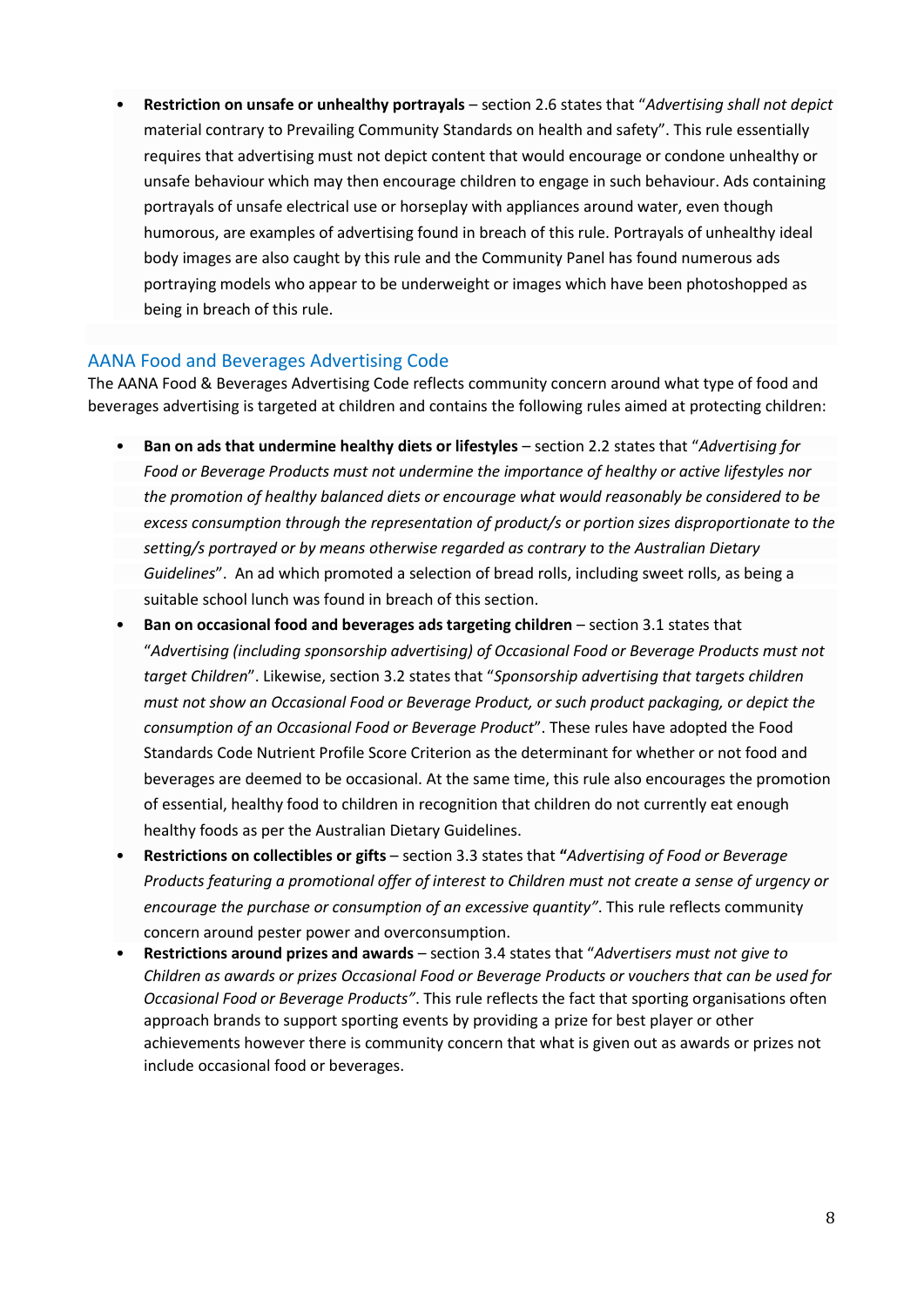- **Restriction on unsafe or unhealthy portrayals** – section 2.6 states that "*Advertising shall not depict* material contrary to Prevailing Community Standards on health and safety". This rule essentially requires that advertising must not depict content that would encourage or condone unhealthy or unsafe behaviour which may then encourage children to engage in such behaviour. Ads containing portrayals of unsafe electrical use or horseplay with appliances around water, even though humorous, are examples of advertising found in breach of this rule. Portrayals of unhealthy ideal body images are also caught by this rule and the Community Panel has found numerous ads portraying models who appear to be underweight or images which have been photoshopped as being in breach of this rule.

## AANA Food and Beverages Advertising Code

The AANA Food & Beverages Advertising Code reflects community concern around what type of food and beverages advertising is targeted at children and contains the following rules aimed at protecting children:

- **Ban on ads that undermine healthy diets or lifestyles** – section 2.2 states that "*Advertising for Food or Beverage Products must not undermine the importance of healthy or active lifestyles nor the promotion of healthy balanced diets or encourage what would reasonably be considered to be excess consumption through the representation of product/s or portion sizes disproportionate to the setting/s portrayed or by means otherwise regarded as contrary to the Australian Dietary Guidelines*". An ad which promoted a selection of bread rolls, including sweet rolls, as being a suitable school lunch was found in breach of this section.
- **Ban on occasional food and beverages ads targeting children** – section 3.1 states that "*Advertising (including sponsorship advertising) of Occasional Food or Beverage Products must not target Children*". Likewise, section 3.2 states that "*Sponsorship advertising that targets children must not show an Occasional Food or Beverage Product, or such product packaging, or depict the consumption of an Occasional Food or Beverage Product*". These rules have adopted the Food Standards Code Nutrient Profile Score Criterion as the determinant for whether or not food and beverages are deemed to be occasional. At the same time, this rule also encourages the promotion of essential, healthy food to children in recognition that children do not currently eat enough healthy foods as per the Australian Dietary Guidelines.
- **Restrictions on collectibles or gifts** – section 3.3 states that **"***Advertising of Food or Beverage Products featuring a promotional offer of interest to Children must not create a sense of urgency or encourage the purchase or consumption of an excessive quantity"*. This rule reflects community concern around pester power and overconsumption.
- **Restrictions around prizes and awards** – section 3.4 states that "*Advertisers must not give to Children as awards or prizes Occasional Food or Beverage Products or vouchers that can be used for Occasional Food or Beverage Products"*. This rule reflects the fact that sporting organisations often approach brands to support sporting events by providing a prize for best player or other achievements however there is community concern that what is given out as awards or prizes not include occasional food or beverages.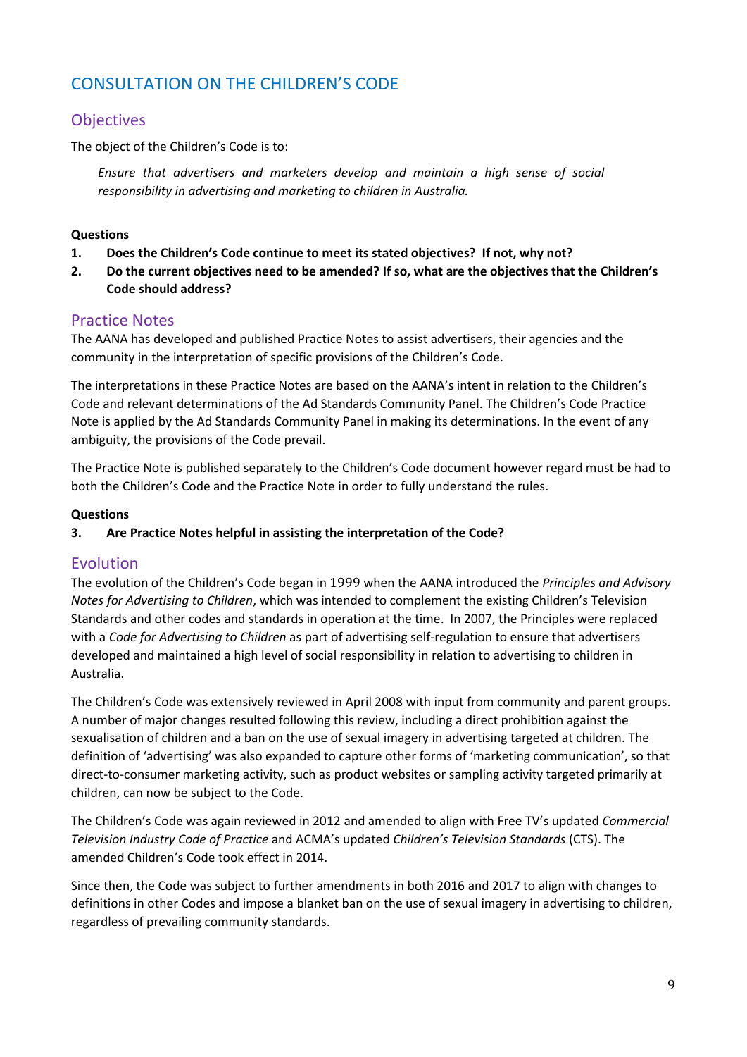## CONSULTATION ON THE CHILDREN'S CODE

### Objectives

The object of the Children's Code is to:

> *Ensure that advertisers and marketers develop and maintain a high sense of social responsibility in advertising and marketing to children in Australia.*

**Questions**

1. **Does the Children's Code continue to meet its stated objectives? If not, why not?**
2. **Do the current objectives need to be amended? If so, what are the objectives that the Children's Code should address?**

### Practice Notes

The AANA has developed and published Practice Notes to assist advertisers, their agencies and the community in the interpretation of specific provisions of the Children's Code.

The interpretations in these Practice Notes are based on the AANA's intent in relation to the Children's Code and relevant determinations of the Ad Standards Community Panel. The Children's Code Practice Note is applied by the Ad Standards Community Panel in making its determinations. In the event of any ambiguity, the provisions of the Code prevail.

The Practice Note is published separately to the Children's Code document however regard must be had to both the Children's Code and the Practice Note in order to fully understand the rules.

**Questions**

3. **Are Practice Notes helpful in assisting the interpretation of the Code?**

### Evolution

The evolution of the Children's Code began in 1999 when the AANA introduced the *Principles and Advisory Notes for Advertising to Children*, which was intended to complement the existing Children's Television Standards and other codes and standards in operation at the time. In 2007, the Principles were replaced with a *Code for Advertising to Children* as part of advertising self-regulation to ensure that advertisers developed and maintained a high level of social responsibility in relation to advertising to children in Australia.

The Children's Code was extensively reviewed in April 2008 with input from community and parent groups. A number of major changes resulted following this review, including a direct prohibition against the sexualisation of children and a ban on the use of sexual imagery in advertising targeted at children. The definition of 'advertising' was also expanded to capture other forms of 'marketing communication', so that direct-to-consumer marketing activity, such as product websites or sampling activity targeted primarily at children, can now be subject to the Code.

The Children's Code was again reviewed in 2012 and amended to align with Free TV's updated *Commercial Television Industry Code of Practice* and ACMA's updated *Children's Television Standards* (CTS). The amended Children's Code took effect in 2014.

Since then, the Code was subject to further amendments in both 2016 and 2017 to align with changes to definitions in other Codes and impose a blanket ban on the use of sexual imagery in advertising to children, regardless of prevailing community standards.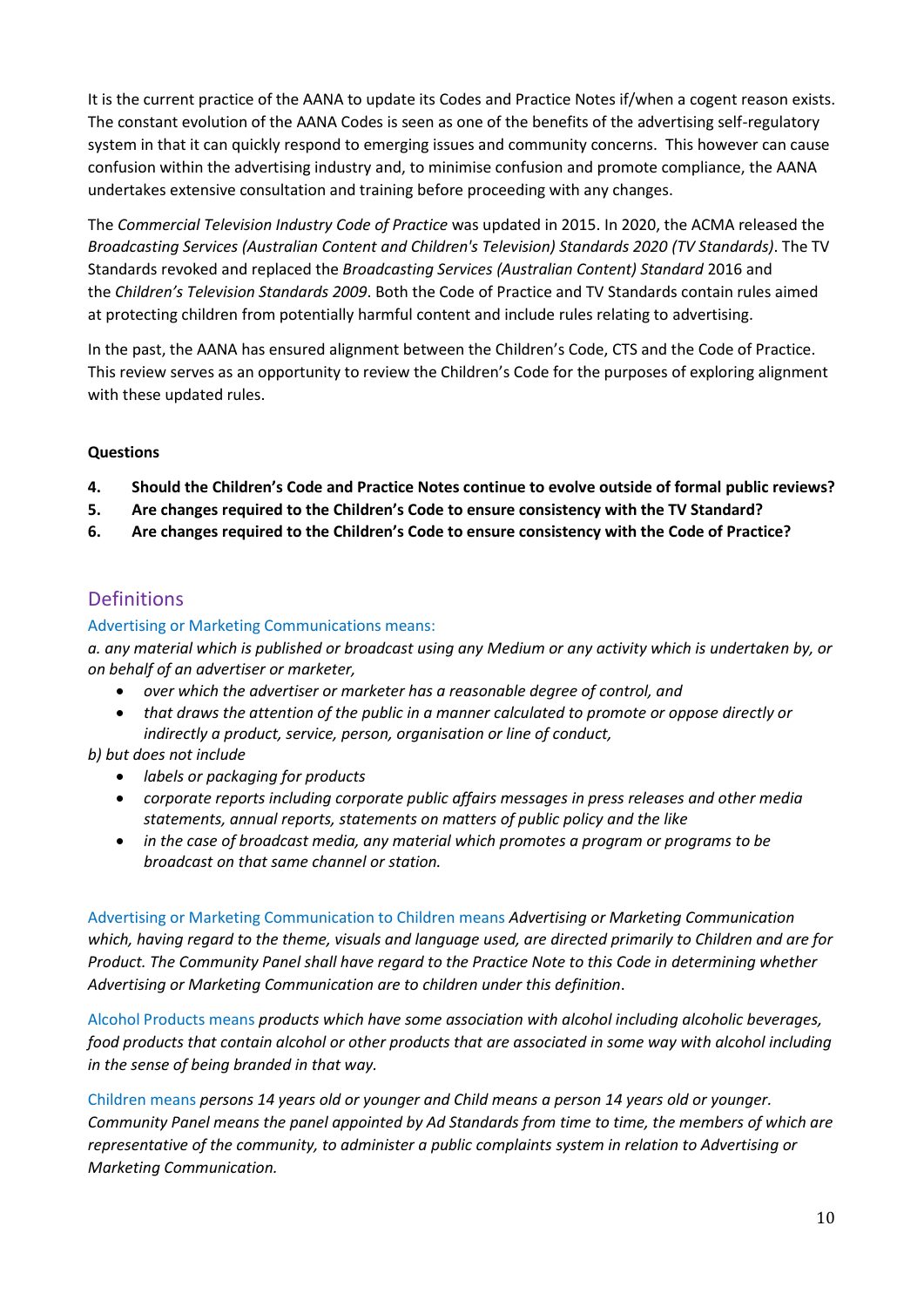It is the current practice of the AANA to update its Codes and Practice Notes if/when a cogent reason exists. The constant evolution of the AANA Codes is seen as one of the benefits of the advertising self-regulatory system in that it can quickly respond to emerging issues and community concerns. This however can cause confusion within the advertising industry and, to minimise confusion and promote compliance, the AANA undertakes extensive consultation and training before proceeding with any changes.

The *Commercial Television Industry Code of Practice* was updated in 2015. In 2020, the ACMA released the *Broadcasting Services (Australian Content and Children's Television) Standards 2020 (TV Standards)*. The TV Standards revoked and replaced the *Broadcasting Services (Australian Content) Standard* 2016 and the *Children's Television Standards 2009*. Both the Code of Practice and TV Standards contain rules aimed at protecting children from potentially harmful content and include rules relating to advertising.

In the past, the AANA has ensured alignment between the Children's Code, CTS and the Code of Practice. This review serves as an opportunity to review the Children's Code for the purposes of exploring alignment with these updated rules.

**Questions**

4. **Should the Children's Code and Practice Notes continue to evolve outside of formal public reviews?**
5. **Are changes required to the Children's Code to ensure consistency with the TV Standard?**
6. **Are changes required to the Children's Code to ensure consistency with the Code of Practice?**

## Definitions

Advertising or Marketing Communications means:

*a. any material which is published or broadcast using any Medium or any activity which is undertaken by, or on behalf of an advertiser or marketer,*

- *over which the advertiser or marketer has a reasonable degree of control, and*
- *that draws the attention of the public in a manner calculated to promote or oppose directly or indirectly a product, service, person, organisation or line of conduct,*

*b) but does not include*

- *labels or packaging for products*
- *corporate reports including corporate public affairs messages in press releases and other media statements, annual reports, statements on matters of public policy and the like*
- *in the case of broadcast media, any material which promotes a program or programs to be broadcast on that same channel or station.*

Advertising or Marketing Communication to Children means *Advertising or Marketing Communication which, having regard to the theme, visuals and language used, are directed primarily to Children and are for Product. The Community Panel shall have regard to the Practice Note to this Code in determining whether Advertising or Marketing Communication are to children under this definition.*

Alcohol Products means *products which have some association with alcohol including alcoholic beverages, food products that contain alcohol or other products that are associated in some way with alcohol including in the sense of being branded in that way.*

Children means *persons 14 years old or younger and Child means a person 14 years old or younger. Community Panel means the panel appointed by Ad Standards from time to time, the members of which are representative of the community, to administer a public complaints system in relation to Advertising or Marketing Communication.*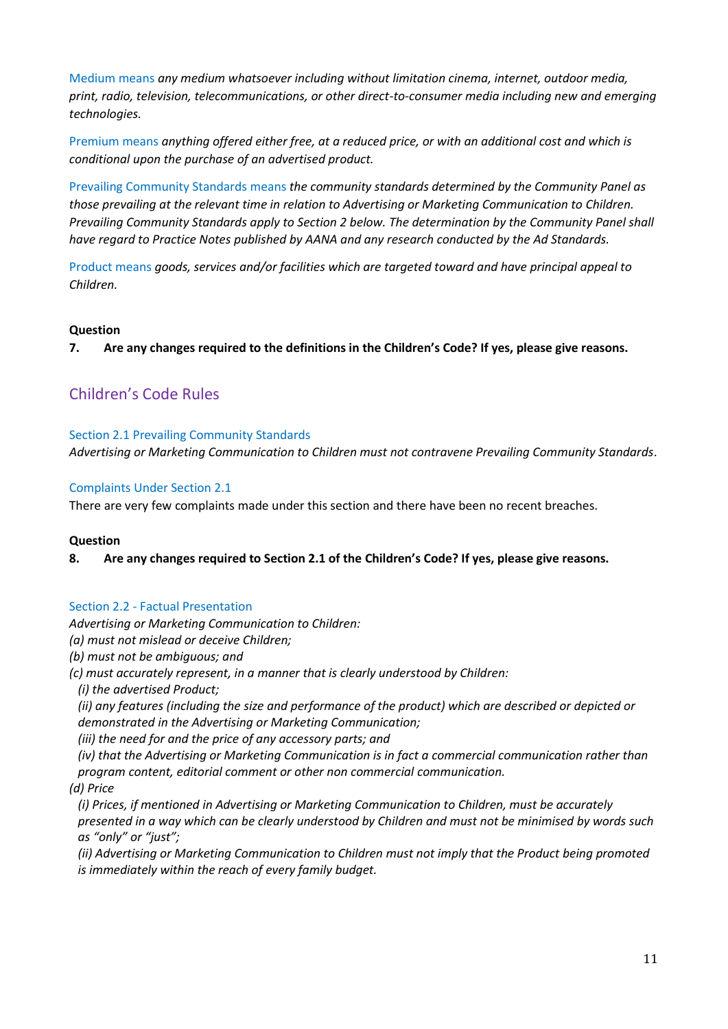Medium means *any medium whatsoever including without limitation cinema, internet, outdoor media, print, radio, television, telecommunications, or other direct-to-consumer media including new and emerging technologies.*

Premium means *anything offered either free, at a reduced price, or with an additional cost and which is conditional upon the purchase of an advertised product.*

Prevailing Community Standards means *the community standards determined by the Community Panel as those prevailing at the relevant time in relation to Advertising or Marketing Communication to Children. Prevailing Community Standards apply to Section 2 below. The determination by the Community Panel shall have regard to Practice Notes published by AANA and any research conducted by the Ad Standards.*

Product means *goods, services and/or facilities which are targeted toward and have principal appeal to Children.*

**Question**

**7. Are any changes required to the definitions in the Children's Code? If yes, please give reasons.**

## Children's Code Rules

### Section 2.1 Prevailing Community Standards

*Advertising or Marketing Communication to Children must not contravene Prevailing Community Standards*.

### Complaints Under Section 2.1

There are very few complaints made under this section and there have been no recent breaches.

**Question**

**8. Are any changes required to Section 2.1 of the Children's Code? If yes, please give reasons.**

### Section 2.2 - Factual Presentation

*Advertising or Marketing Communication to Children:*

*(a) must not mislead or deceive Children;*

*(b) must not be ambiguous; and*

*(c) must accurately represent, in a manner that is clearly understood by Children:*

*(i) the advertised Product;*

*(ii) any features (including the size and performance of the product) which are described or depicted or demonstrated in the Advertising or Marketing Communication;*

*(iii) the need for and the price of any accessory parts; and*

*(iv) that the Advertising or Marketing Communication is in fact a commercial communication rather than program content, editorial comment or other non commercial communication.*

*(d) Price*

*(i) Prices, if mentioned in Advertising or Marketing Communication to Children, must be accurately presented in a way which can be clearly understood by Children and must not be minimised by words such as "only" or "just";*

*(ii) Advertising or Marketing Communication to Children must not imply that the Product being promoted is immediately within the reach of every family budget.*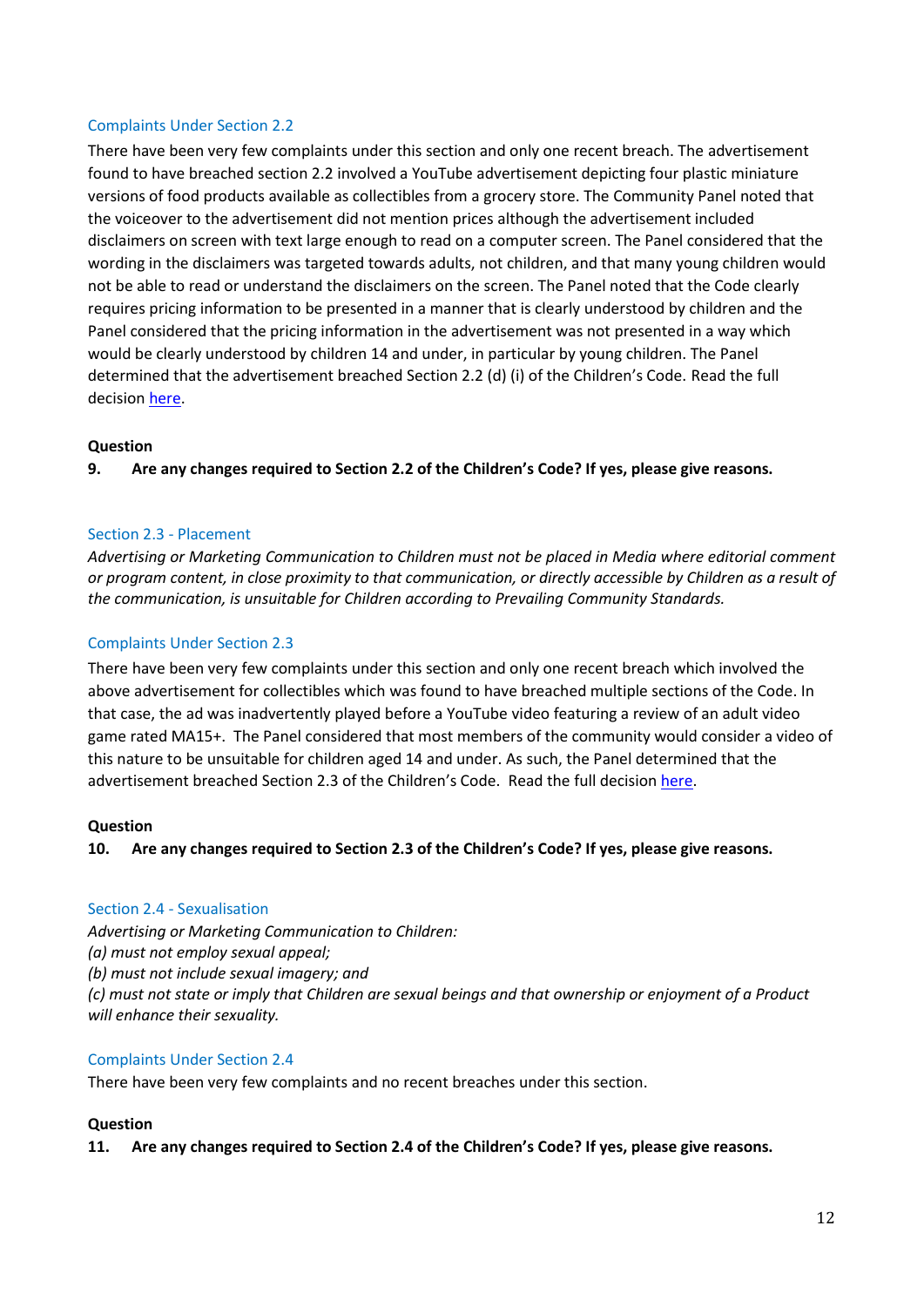### Complaints Under Section 2.2

There have been very few complaints under this section and only one recent breach. The advertisement found to have breached section 2.2 involved a YouTube advertisement depicting four plastic miniature versions of food products available as collectibles from a grocery store. The Community Panel noted that the voiceover to the advertisement did not mention prices although the advertisement included disclaimers on screen with text large enough to read on a computer screen. The Panel considered that the wording in the disclaimers was targeted towards adults, not children, and that many young children would not be able to read or understand the disclaimers on the screen. The Panel noted that the Code clearly requires pricing information to be presented in a manner that is clearly understood by children and the Panel considered that the pricing information in the advertisement was not presented in a way which would be clearly understood by children 14 and under, in particular by young children. The Panel determined that the advertisement breached Section 2.2 (d) (i) of the Children's Code. Read the full decision here.

**Question**

**9. Are any changes required to Section 2.2 of the Children's Code? If yes, please give reasons.**

### Section 2.3 - Placement

*Advertising or Marketing Communication to Children must not be placed in Media where editorial comment or program content, in close proximity to that communication, or directly accessible by Children as a result of the communication, is unsuitable for Children according to Prevailing Community Standards.*

### Complaints Under Section 2.3

There have been very few complaints under this section and only one recent breach which involved the above advertisement for collectibles which was found to have breached multiple sections of the Code. In that case, the ad was inadvertently played before a YouTube video featuring a review of an adult video game rated MA15+. The Panel considered that most members of the community would consider a video of this nature to be unsuitable for children aged 14 and under. As such, the Panel determined that the advertisement breached Section 2.3 of the Children's Code. Read the full decision here.

**Question**

**10. Are any changes required to Section 2.3 of the Children's Code? If yes, please give reasons.**

### Section 2.4 - Sexualisation

*Advertising or Marketing Communication to Children:*
*(a) must not employ sexual appeal;*
*(b) must not include sexual imagery; and*
*(c) must not state or imply that Children are sexual beings and that ownership or enjoyment of a Product will enhance their sexuality.*

### Complaints Under Section 2.4

There have been very few complaints and no recent breaches under this section.

**Question**

**11. Are any changes required to Section 2.4 of the Children's Code? If yes, please give reasons.**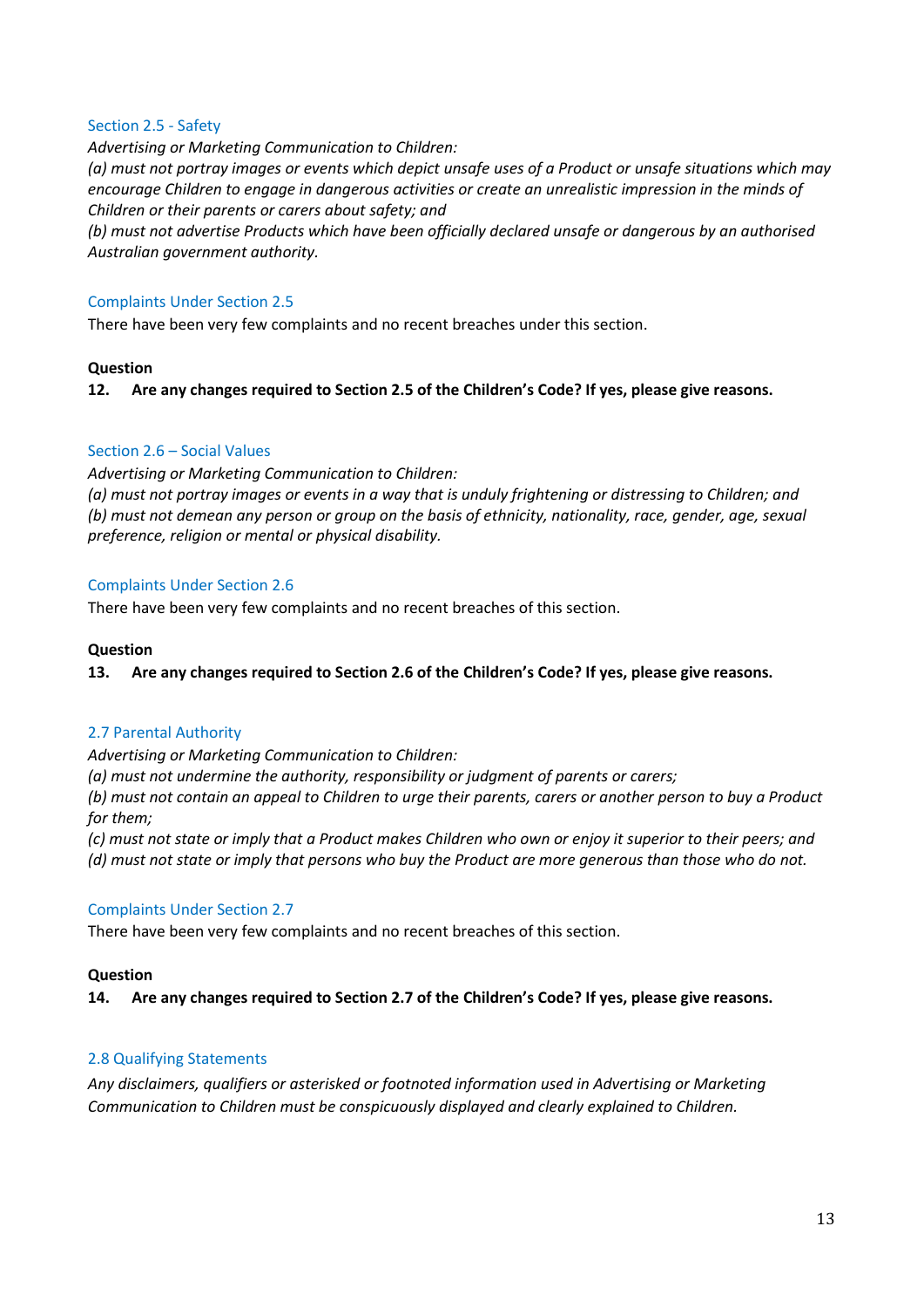### Section 2.5 - Safety

*Advertising or Marketing Communication to Children:*
*(a) must not portray images or events which depict unsafe uses of a Product or unsafe situations which may encourage Children to engage in dangerous activities or create an unrealistic impression in the minds of Children or their parents or carers about safety; and*
*(b) must not advertise Products which have been officially declared unsafe or dangerous by an authorised Australian government authority.*

### Complaints Under Section 2.5

There have been very few complaints and no recent breaches under this section.

**Question**

**12. Are any changes required to Section 2.5 of the Children's Code? If yes, please give reasons.**

### Section 2.6 – Social Values

*Advertising or Marketing Communication to Children:*
*(a) must not portray images or events in a way that is unduly frightening or distressing to Children; and*
*(b) must not demean any person or group on the basis of ethnicity, nationality, race, gender, age, sexual preference, religion or mental or physical disability.*

### Complaints Under Section 2.6

There have been very few complaints and no recent breaches of this section.

**Question**

**13. Are any changes required to Section 2.6 of the Children's Code? If yes, please give reasons.**

### 2.7 Parental Authority

*Advertising or Marketing Communication to Children:*
*(a) must not undermine the authority, responsibility or judgment of parents or carers;*
*(b) must not contain an appeal to Children to urge their parents, carers or another person to buy a Product for them;*
*(c) must not state or imply that a Product makes Children who own or enjoy it superior to their peers; and*
*(d) must not state or imply that persons who buy the Product are more generous than those who do not.*

### Complaints Under Section 2.7

There have been very few complaints and no recent breaches of this section.

**Question**

**14. Are any changes required to Section 2.7 of the Children's Code? If yes, please give reasons.**

### 2.8 Qualifying Statements

*Any disclaimers, qualifiers or asterisked or footnoted information used in Advertising or Marketing Communication to Children must be conspicuously displayed and clearly explained to Children.*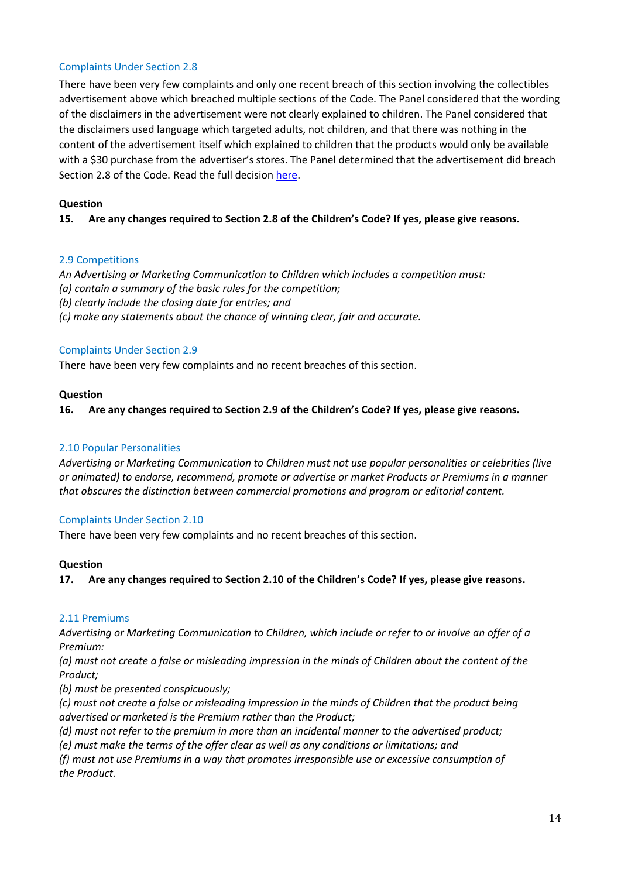### Complaints Under Section 2.8

There have been very few complaints and only one recent breach of this section involving the collectibles advertisement above which breached multiple sections of the Code. The Panel considered that the wording of the disclaimers in the advertisement were not clearly explained to children. The Panel considered that the disclaimers used language which targeted adults, not children, and that there was nothing in the content of the advertisement itself which explained to children that the products would only be available with a $30 purchase from the advertiser's stores. The Panel determined that the advertisement did breach Section 2.8 of the Code. Read the full decision here.

**Question**

**15. Are any changes required to Section 2.8 of the Children's Code? If yes, please give reasons.**

### 2.9 Competitions

*An Advertising or Marketing Communication to Children which includes a competition must:*
*(a) contain a summary of the basic rules for the competition;*
*(b) clearly include the closing date for entries; and*
*(c) make any statements about the chance of winning clear, fair and accurate.*

### Complaints Under Section 2.9

There have been very few complaints and no recent breaches of this section.

**Question**

**16. Are any changes required to Section 2.9 of the Children's Code? If yes, please give reasons.**

### 2.10 Popular Personalities

*Advertising or Marketing Communication to Children must not use popular personalities or celebrities (live or animated) to endorse, recommend, promote or advertise or market Products or Premiums in a manner that obscures the distinction between commercial promotions and program or editorial content.*

### Complaints Under Section 2.10

There have been very few complaints and no recent breaches of this section.

**Question**

**17. Are any changes required to Section 2.10 of the Children's Code? If yes, please give reasons.**

### 2.11 Premiums

*Advertising or Marketing Communication to Children, which include or refer to or involve an offer of a Premium:*
*(a) must not create a false or misleading impression in the minds of Children about the content of the Product;*
*(b) must be presented conspicuously;*
*(c) must not create a false or misleading impression in the minds of Children that the product being advertised or marketed is the Premium rather than the Product;*
*(d) must not refer to the premium in more than an incidental manner to the advertised product;*
*(e) must make the terms of the offer clear as well as any conditions or limitations; and*
*(f) must not use Premiums in a way that promotes irresponsible use or excessive consumption of the Product.*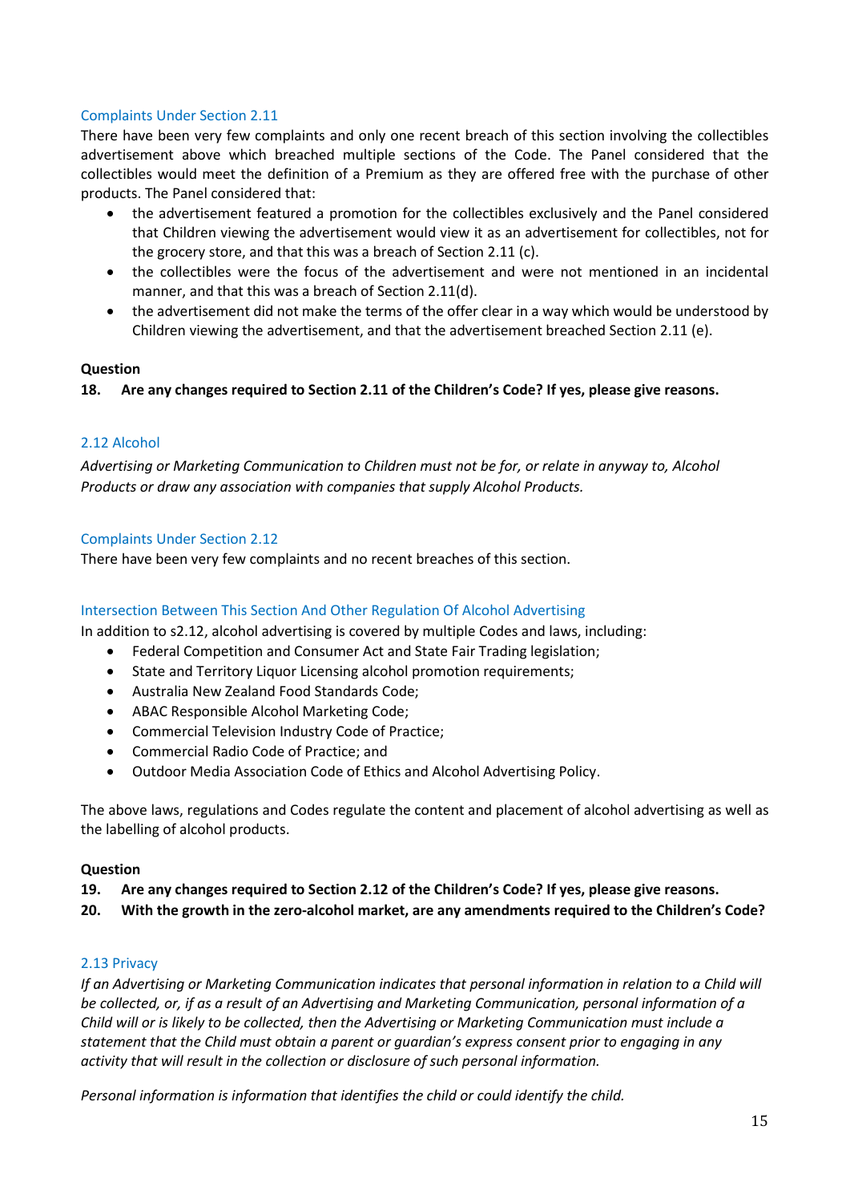### Complaints Under Section 2.11

There have been very few complaints and only one recent breach of this section involving the collectibles advertisement above which breached multiple sections of the Code. The Panel considered that the collectibles would meet the definition of a Premium as they are offered free with the purchase of other products. The Panel considered that:

- the advertisement featured a promotion for the collectibles exclusively and the Panel considered that Children viewing the advertisement would view it as an advertisement for collectibles, not for the grocery store, and that this was a breach of Section 2.11 (c).
- the collectibles were the focus of the advertisement and were not mentioned in an incidental manner, and that this was a breach of Section 2.11(d).
- the advertisement did not make the terms of the offer clear in a way which would be understood by Children viewing the advertisement, and that the advertisement breached Section 2.11 (e).

**Question**

**18. Are any changes required to Section 2.11 of the Children's Code? If yes, please give reasons.**

### 2.12 Alcohol

*Advertising or Marketing Communication to Children must not be for, or relate in anyway to, Alcohol Products or draw any association with companies that supply Alcohol Products.*

### Complaints Under Section 2.12

There have been very few complaints and no recent breaches of this section.

### Intersection Between This Section And Other Regulation Of Alcohol Advertising

In addition to s2.12, alcohol advertising is covered by multiple Codes and laws, including:

- Federal Competition and Consumer Act and State Fair Trading legislation;
- State and Territory Liquor Licensing alcohol promotion requirements;
- Australia New Zealand Food Standards Code;
- ABAC Responsible Alcohol Marketing Code;
- Commercial Television Industry Code of Practice;
- Commercial Radio Code of Practice; and
- Outdoor Media Association Code of Ethics and Alcohol Advertising Policy.

The above laws, regulations and Codes regulate the content and placement of alcohol advertising as well as the labelling of alcohol products.

**Question**

**19. Are any changes required to Section 2.12 of the Children's Code? If yes, please give reasons.**

**20. With the growth in the zero-alcohol market, are any amendments required to the Children's Code?**

### 2.13 Privacy

*If an Advertising or Marketing Communication indicates that personal information in relation to a Child will be collected, or, if as a result of an Advertising and Marketing Communication, personal information of a Child will or is likely to be collected, then the Advertising or Marketing Communication must include a statement that the Child must obtain a parent or guardian's express consent prior to engaging in any activity that will result in the collection or disclosure of such personal information.*

*Personal information is information that identifies the child or could identify the child.*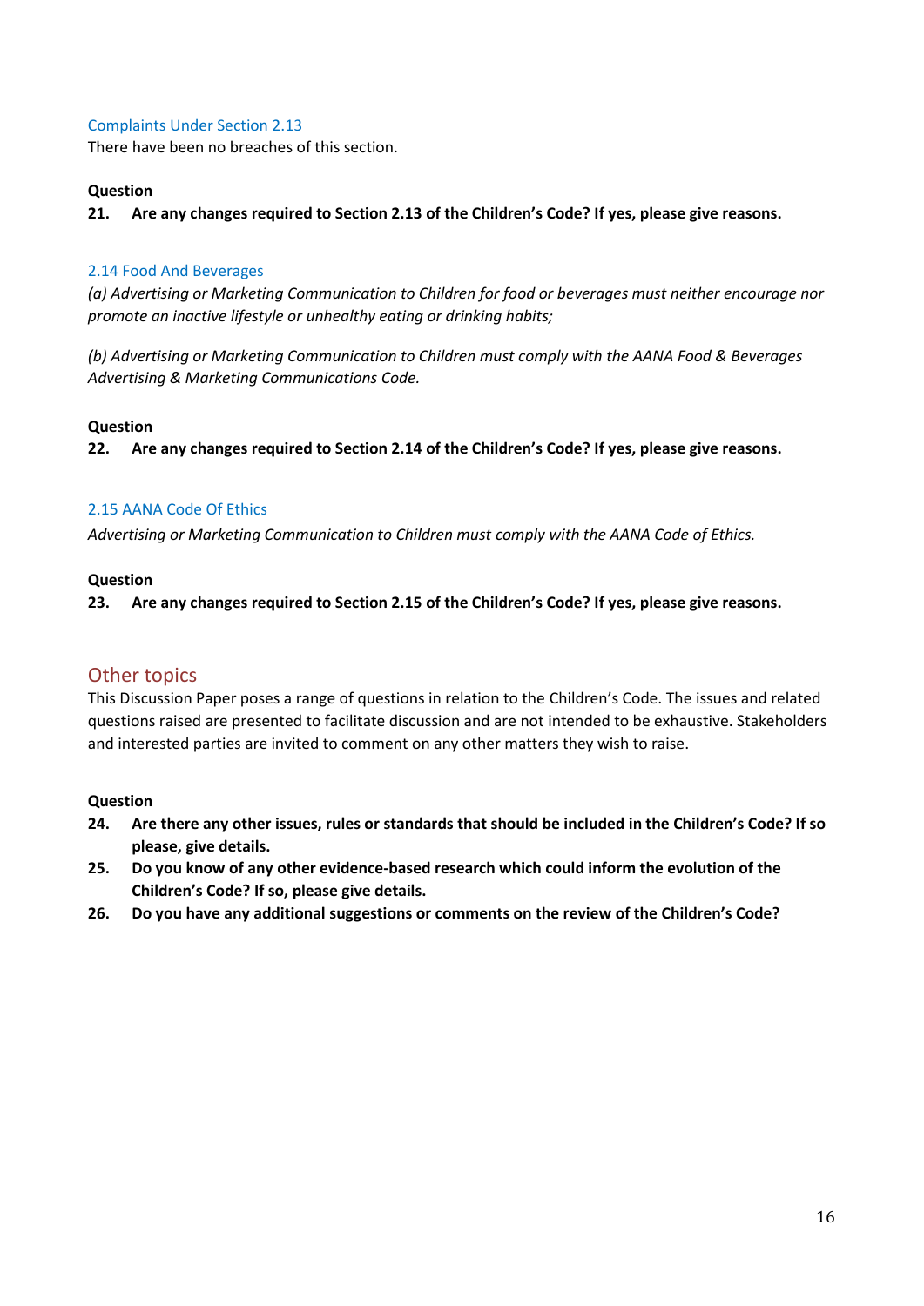### Complaints Under Section 2.13

There have been no breaches of this section.

**Question**

**21. Are any changes required to Section 2.13 of the Children's Code? If yes, please give reasons.**

### 2.14 Food And Beverages

*(a) Advertising or Marketing Communication to Children for food or beverages must neither encourage nor promote an inactive lifestyle or unhealthy eating or drinking habits;*

*(b) Advertising or Marketing Communication to Children must comply with the AANA Food & Beverages Advertising & Marketing Communications Code.*

**Question**

**22. Are any changes required to Section 2.14 of the Children's Code? If yes, please give reasons.**

### 2.15 AANA Code Of Ethics

*Advertising or Marketing Communication to Children must comply with the AANA Code of Ethics.*

**Question**

**23. Are any changes required to Section 2.15 of the Children's Code? If yes, please give reasons.**

## Other topics

This Discussion Paper poses a range of questions in relation to the Children's Code. The issues and related questions raised are presented to facilitate discussion and are not intended to be exhaustive. Stakeholders and interested parties are invited to comment on any other matters they wish to raise.

**Question**

**24. Are there any other issues, rules or standards that should be included in the Children's Code? If so please, give details.**

**25. Do you know of any other evidence-based research which could inform the evolution of the Children's Code? If so, please give details.**

**26. Do you have any additional suggestions or comments on the review of the Children's Code?**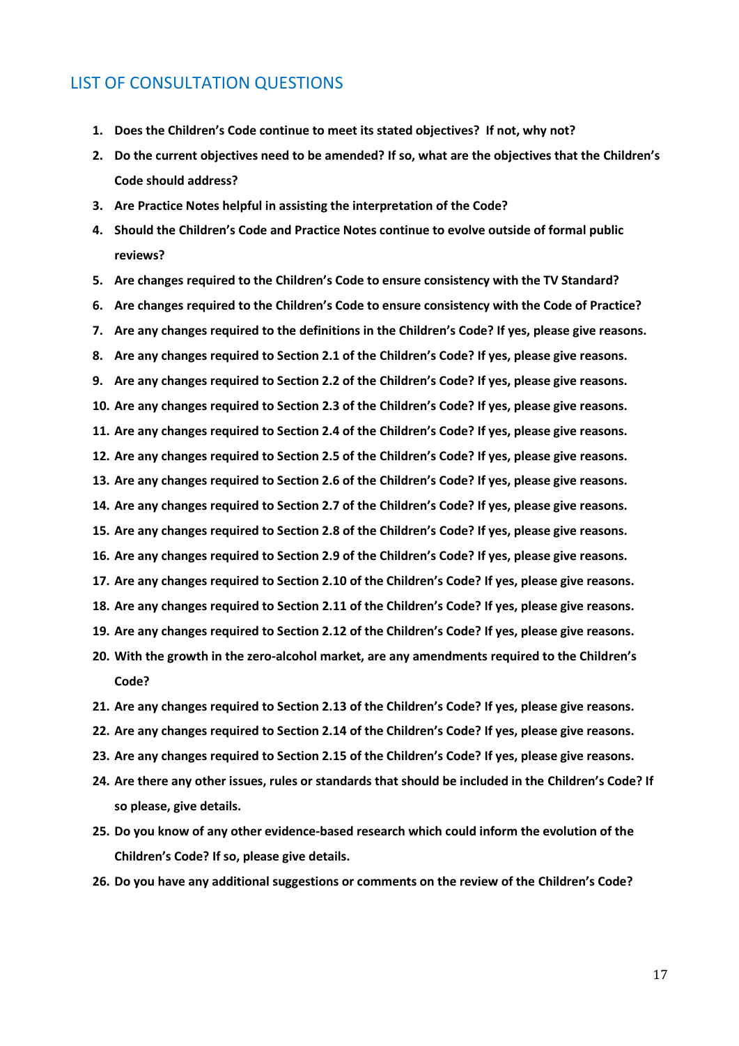## LIST OF CONSULTATION QUESTIONS

1. **Does the Children's Code continue to meet its stated objectives? If not, why not?**
2. **Do the current objectives need to be amended? If so, what are the objectives that the Children's Code should address?**
3. **Are Practice Notes helpful in assisting the interpretation of the Code?**
4. **Should the Children's Code and Practice Notes continue to evolve outside of formal public reviews?**
5. **Are changes required to the Children's Code to ensure consistency with the TV Standard?**
6. **Are changes required to the Children's Code to ensure consistency with the Code of Practice?**
7. **Are any changes required to the definitions in the Children's Code? If yes, please give reasons.**
8. **Are any changes required to Section 2.1 of the Children's Code? If yes, please give reasons.**
9. **Are any changes required to Section 2.2 of the Children's Code? If yes, please give reasons.**
10. **Are any changes required to Section 2.3 of the Children's Code? If yes, please give reasons.**
11. **Are any changes required to Section 2.4 of the Children's Code? If yes, please give reasons.**
12. **Are any changes required to Section 2.5 of the Children's Code? If yes, please give reasons.**
13. **Are any changes required to Section 2.6 of the Children's Code? If yes, please give reasons.**
14. **Are any changes required to Section 2.7 of the Children's Code? If yes, please give reasons.**
15. **Are any changes required to Section 2.8 of the Children's Code? If yes, please give reasons.**
16. **Are any changes required to Section 2.9 of the Children's Code? If yes, please give reasons.**
17. **Are any changes required to Section 2.10 of the Children's Code? If yes, please give reasons.**
18. **Are any changes required to Section 2.11 of the Children's Code? If yes, please give reasons.**
19. **Are any changes required to Section 2.12 of the Children's Code? If yes, please give reasons.**
20. **With the growth in the zero-alcohol market, are any amendments required to the Children's Code?**
21. **Are any changes required to Section 2.13 of the Children's Code? If yes, please give reasons.**
22. **Are any changes required to Section 2.14 of the Children's Code? If yes, please give reasons.**
23. **Are any changes required to Section 2.15 of the Children's Code? If yes, please give reasons.**
24. **Are there any other issues, rules or standards that should be included in the Children's Code? If so please, give details.**
25. **Do you know of any other evidence-based research which could inform the evolution of the Children's Code? If so, please give details.**
26. **Do you have any additional suggestions or comments on the review of the Children's Code?**